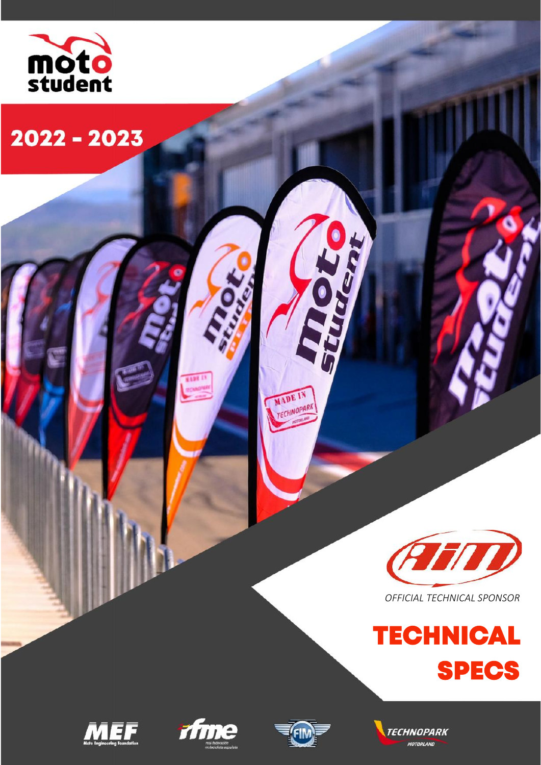moto student

# 2022 - 2023

OFFICIAL TECHNICAL SPONSOR

# TECHNICAL SPECS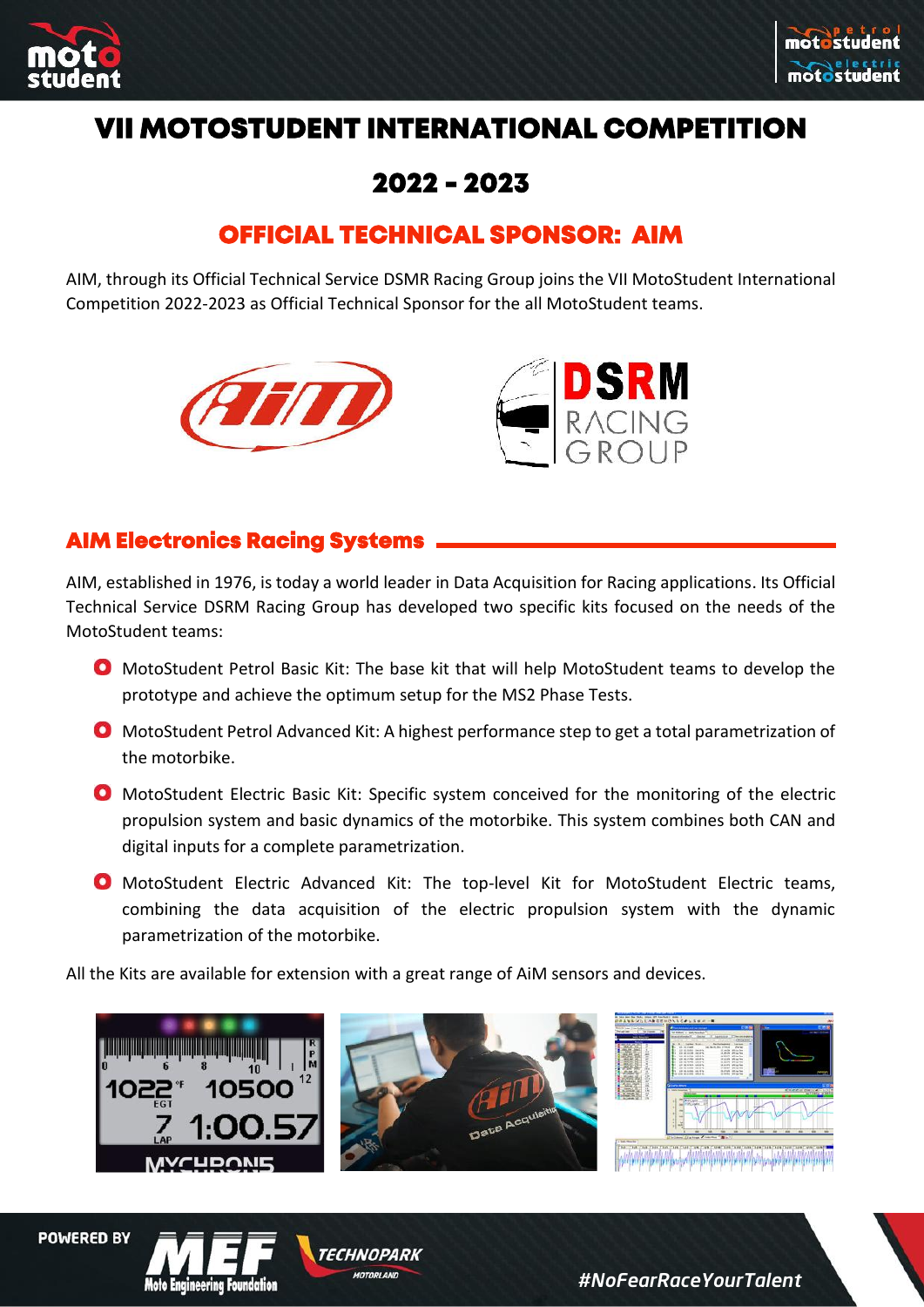# VII MOTOSTUDENT INTERNATIONAL COMPETITION

# 2022 - 2023

## OFFICIAL TECHNICAL SPONSOR: AIM

AIM, through its Official Technical Service DSMR Racing Group joins the VII MotoStudent International Competition 2022-2023 as Official Technical Sponsor for the all MotoStudent teams.

### AIM Electronics Racing Systems

AIM, established in 1976, is today a world leader in Data Acquisition for Racing applications. Its Official Technical Service DSRM Racing Group has developed two specific kits focused on the needs of the MotoStudent teams:

- MotoStudent Petrol Basic Kit: The base kit that will help MotoStudent teams to develop the prototype and achieve the optimum setup for the MS2 Phase Tests.
- MotoStudent Petrol Advanced Kit: A highest performance step to get a total parametrization of the motorbike.
- MotoStudent Electric Basic Kit: Specific system conceived for the monitoring of the electric propulsion system and basic dynamics of the motorbike. This system combines both CAN and digital inputs for a complete parametrization.
- MotoStudent Electric Advanced Kit: The top-level Kit for MotoStudent Electric teams, combining the data acquisition of the electric propulsion system with the dynamic parametrization of the motorbike.

All the Kits are available for extension with a great range of AiM sensors and devices.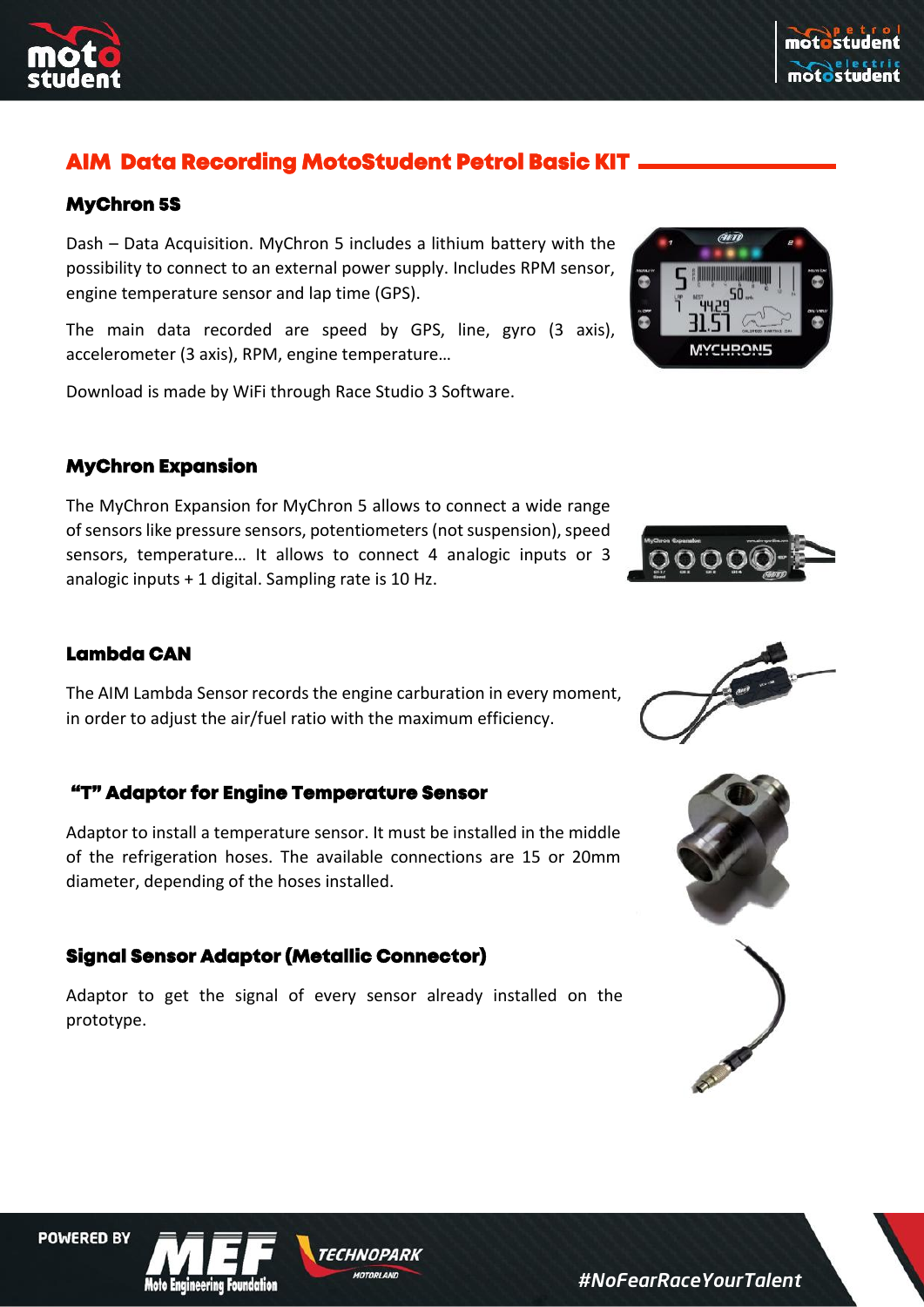## AIM Data Recording MotoStudent Petrol Basic KIT

### MyChron 5S

Dash – Data Acquisition. MyChron 5 includes a lithium battery with the possibility to connect to an external power supply. Includes RPM sensor, engine temperature sensor and lap time (GPS).

The main data recorded are speed by GPS, line, gyro (3 axis), accelerometer (3 axis), RPM, engine temperature…

Download is made by WiFi through Race Studio 3 Software.

### MyChron Expansion

The MyChron Expansion for MyChron 5 allows to connect a wide range of sensors like pressure sensors, potentiometers (not suspension), speed sensors, temperature… It allows to connect 4 analogic inputs or 3 analogic inputs + 1 digital. Sampling rate is 10 Hz.

### Lambda CAN

The AIM Lambda Sensor records the engine carburation in every moment, in order to adjust the air/fuel ratio with the maximum efficiency.

### "T" Adaptor for Engine Temperature Sensor

Adaptor to install a temperature sensor. It must be installed in the middle of the refrigeration hoses. The available connections are 15 or 20mm diameter, depending of the hoses installed.

### Signal Sensor Adaptor (Metallic Connector)

Adaptor to get the signal of every sensor already installed on the prototype.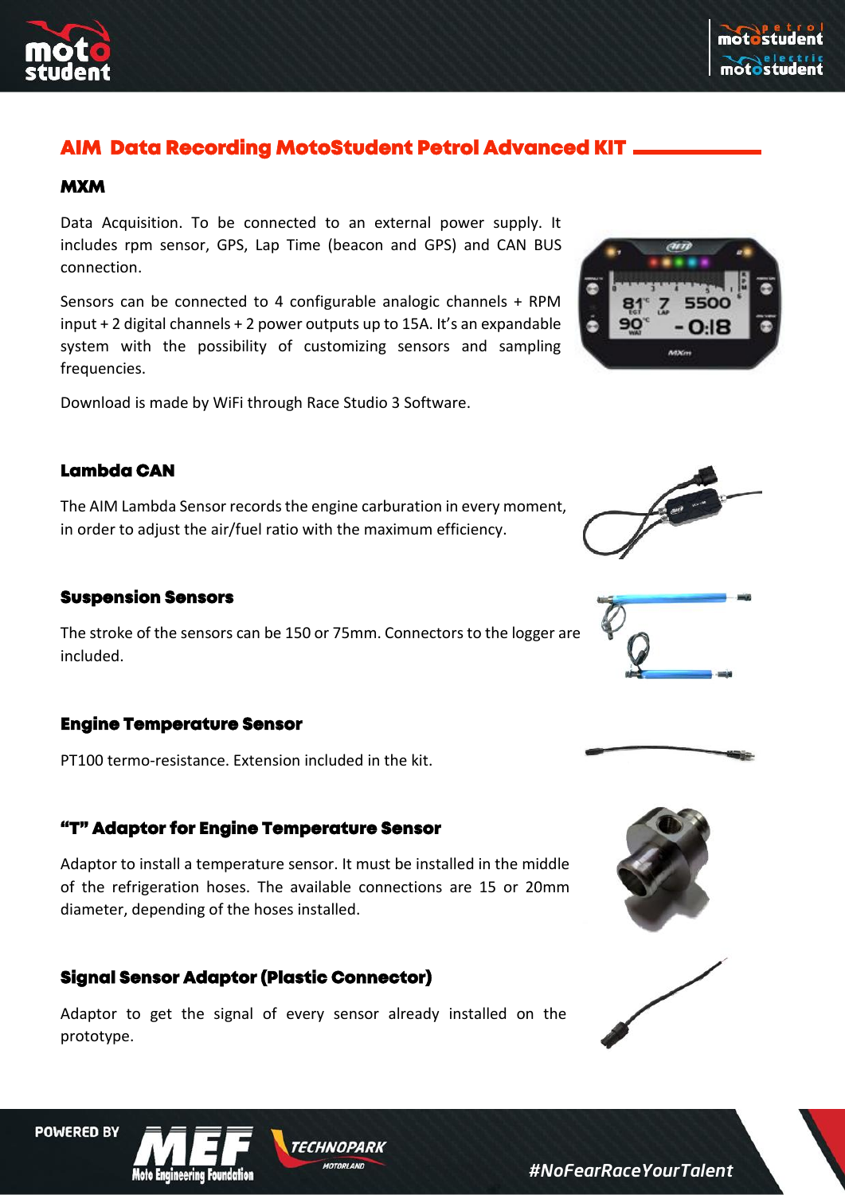## AIM Data Recording MotoStudent Petrol Advanced KIT

### MXM

Data Acquisition. To be connected to an external power supply. It includes rpm sensor, GPS, Lap Time (beacon and GPS) and CAN BUS connection.

Sensors can be connected to 4 configurable analogic channels + RPM input + 2 digital channels + 2 power outputs up to 15A. It's an expandable system with the possibility of customizing sensors and sampling frequencies.

Download is made by WiFi through Race Studio 3 Software.

### Lambda CAN

The AIM Lambda Sensor records the engine carburation in every moment, in order to adjust the air/fuel ratio with the maximum efficiency.

### Suspension Sensors

The stroke of the sensors can be 150 or 75mm. Connectors to the logger are included.

### Engine Temperature Sensor

PT100 termo-resistance. Extension included in the kit.

### "T" Adaptor for Engine Temperature Sensor

Adaptor to install a temperature sensor. It must be installed in the middle of the refrigeration hoses. The available connections are 15 or 20mm diameter, depending of the hoses installed.

### Signal Sensor Adaptor (Plastic Connector)

Adaptor to get the signal of every sensor already installed on the prototype.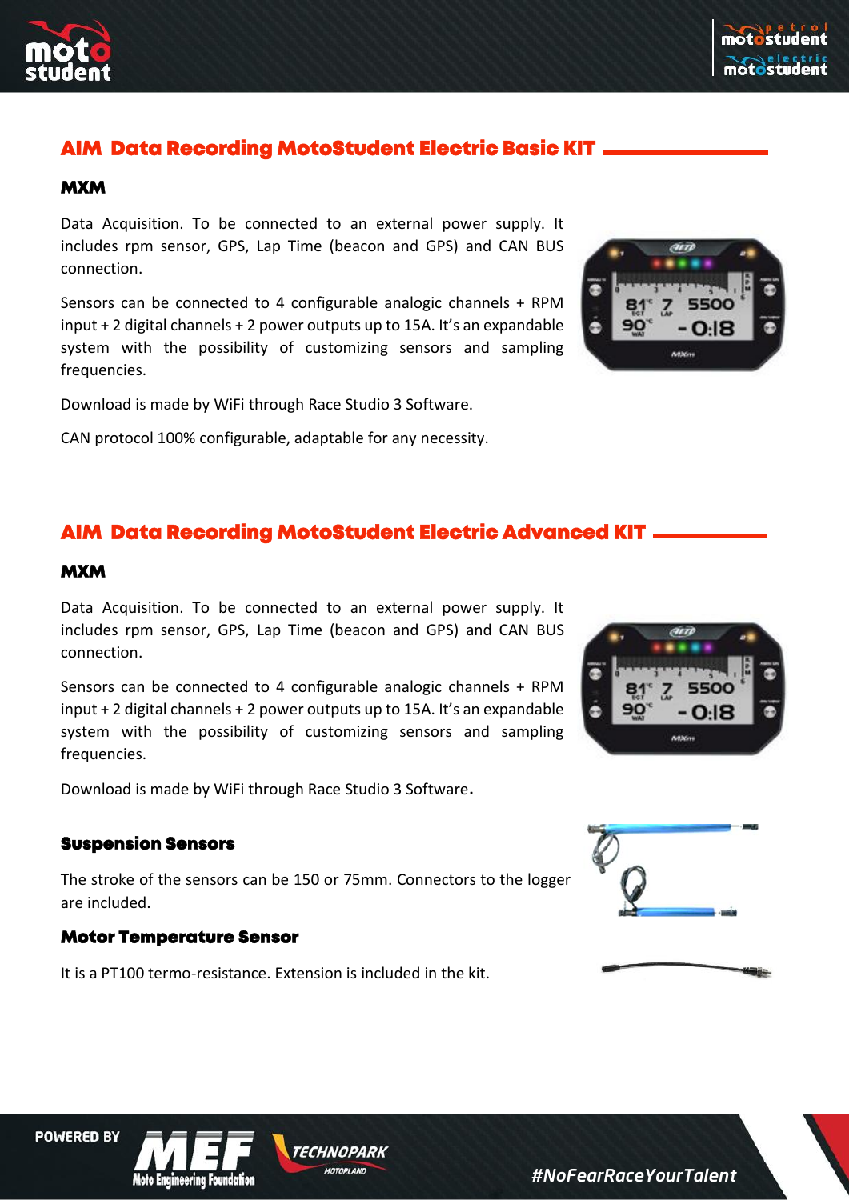## AIM Data Recording MotoStudent Electric Basic KIT

### MXM

Data Acquisition. To be connected to an external power supply. It includes rpm sensor, GPS, Lap Time (beacon and GPS) and CAN BUS connection.

Sensors can be connected to 4 configurable analogic channels + RPM input + 2 digital channels + 2 power outputs up to 15A. It's an expandable system with the possibility of customizing sensors and sampling frequencies.

Download is made by WiFi through Race Studio 3 Software.

CAN protocol 100% configurable, adaptable for any necessity.

## AIM Data Recording MotoStudent Electric Advanced KIT

### MXM

Data Acquisition. To be connected to an external power supply. It includes rpm sensor, GPS, Lap Time (beacon and GPS) and CAN BUS connection.

Sensors can be connected to 4 configurable analogic channels + RPM input + 2 digital channels + 2 power outputs up to 15A. It's an expandable system with the possibility of customizing sensors and sampling frequencies.

Download is made by WiFi through Race Studio 3 Software.

### Suspension Sensors

The stroke of the sensors can be 150 or 75mm. Connectors to the logger are included.

### Motor Temperature Sensor

It is a PT100 termo-resistance. Extension is included in the kit.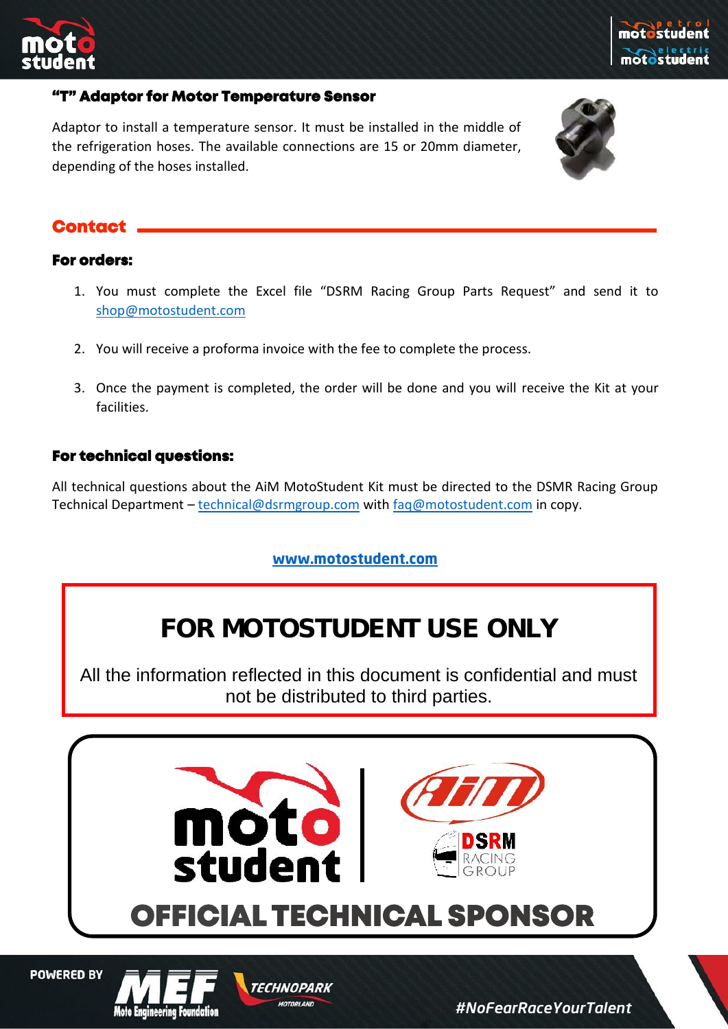### "T" Adaptor for Motor Temperature Sensor

Adaptor to install a temperature sensor. It must be installed in the middle of the refrigeration hoses. The available connections are 15 or 20mm diameter, depending of the hoses installed.

## Contact

### For orders:

1. You must complete the Excel file "DSRM Racing Group Parts Request" and send it to shop@motostudent.com

2. You will receive a proforma invoice with the fee to complete the process.

3. Once the payment is completed, the order will be done and you will receive the Kit at your facilities.

### For technical questions:

All technical questions about the AiM MotoStudent Kit must be directed to the DSMR Racing Group Technical Department – technical@dsrmgroup.com with faq@motostudent.com in copy.

**www.motostudent.com**

## FOR MOTOSTUDENT USE ONLY

All the information reflected in this document is confidential and must not be distributed to third parties.

**OFFICIAL TECHNICAL SPONSOR**